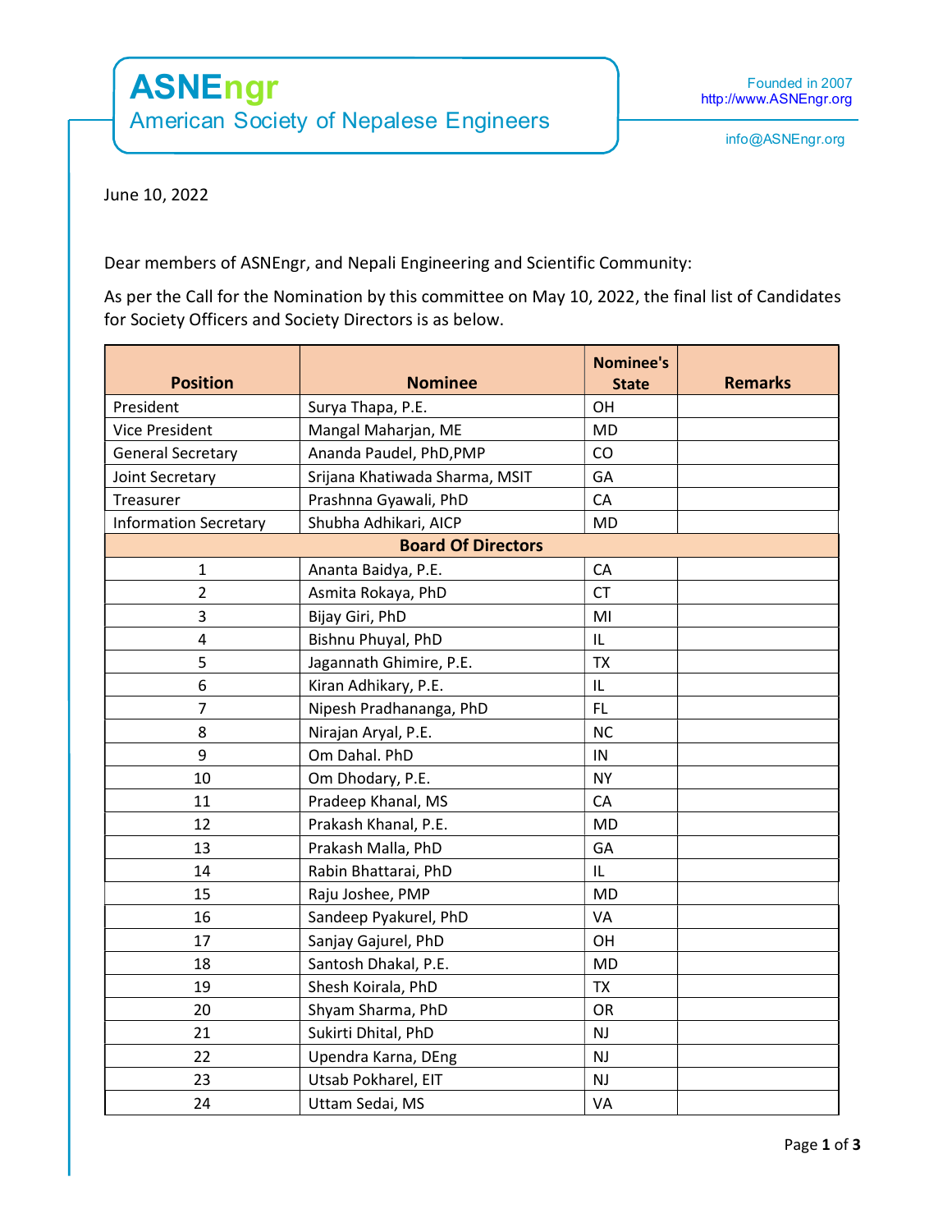# ASNEngr

## American Society of Nepalese Engineers

Founded in 2007
http://www.ASNEngr.org

info@ASNEngr.org

June 10, 2022

Dear members of ASNEngr, and Nepali Engineering and Scientific Community:

As per the Call for the Nomination by this committee on May 10, 2022, the final list of Candidates for Society Officers and Society Directors is as below.

| Position | Nominee | Nominee's State | Remarks |
|---|---|---|---|
| President | Surya Thapa, P.E. | OH | |
| Vice President | Mangal Maharjan, ME | MD | |
| General Secretary | Ananda Paudel, PhD,PMP | CO | |
| Joint Secretary | Srijana Khatiwada Sharma, MSIT | GA | |
| Treasurer | Prashnna Gyawali, PhD | CA | |
| Information Secretary | Shubha Adhikari, AICP | MD | |
| **Board Of Directors** | | | |
| 1 | Ananta Baidya, P.E. | CA | |
| 2 | Asmita Rokaya, PhD | CT | |
| 3 | Bijay Giri, PhD | MI | |
| 4 | Bishnu Phuyal, PhD | IL | |
| 5 | Jagannath Ghimire, P.E. | TX | |
| 6 | Kiran Adhikary, P.E. | IL | |
| 7 | Nipesh Pradhananga, PhD | FL | |
| 8 | Nirajan Aryal, P.E. | NC | |
| 9 | Om Dahal. PhD | IN | |
| 10 | Om Dhodary, P.E. | NY | |
| 11 | Pradeep Khanal, MS | CA | |
| 12 | Prakash Khanal, P.E. | MD | |
| 13 | Prakash Malla, PhD | GA | |
| 14 | Rabin Bhattarai, PhD | IL | |
| 15 | Raju Joshee, PMP | MD | |
| 16 | Sandeep Pyakurel, PhD | VA | |
| 17 | Sanjay Gajurel, PhD | OH | |
| 18 | Santosh Dhakal, P.E. | MD | |
| 19 | Shesh Koirala, PhD | TX | |
| 20 | Shyam Sharma, PhD | OR | |
| 21 | Sukirti Dhital, PhD | NJ | |
| 22 | Upendra Karna, DEng | NJ | |
| 23 | Utsab Pokharel, EIT | NJ | |
| 24 | Uttam Sedai, MS | VA | |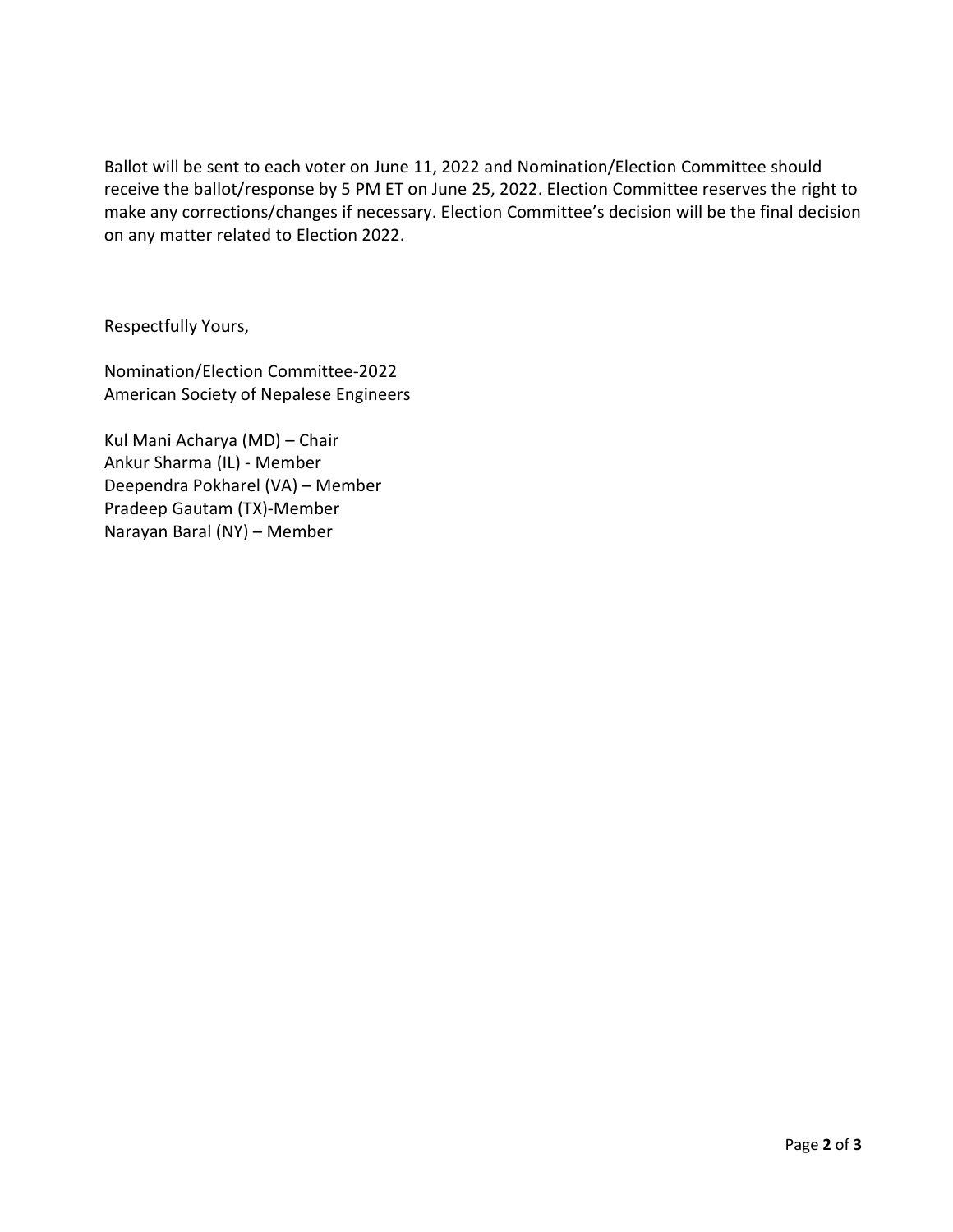Ballot will be sent to each voter on June 11, 2022 and Nomination/Election Committee should receive the ballot/response by 5 PM ET on June 25, 2022. Election Committee reserves the right to make any corrections/changes if necessary. Election Committee's decision will be the final decision on any matter related to Election 2022.

Respectfully Yours,

Nomination/Election Committee-2022
American Society of Nepalese Engineers

Kul Mani Acharya (MD) – Chair
Ankur Sharma (IL) - Member
Deependra Pokharel (VA) – Member
Pradeep Gautam (TX)-Member
Narayan Baral (NY) – Member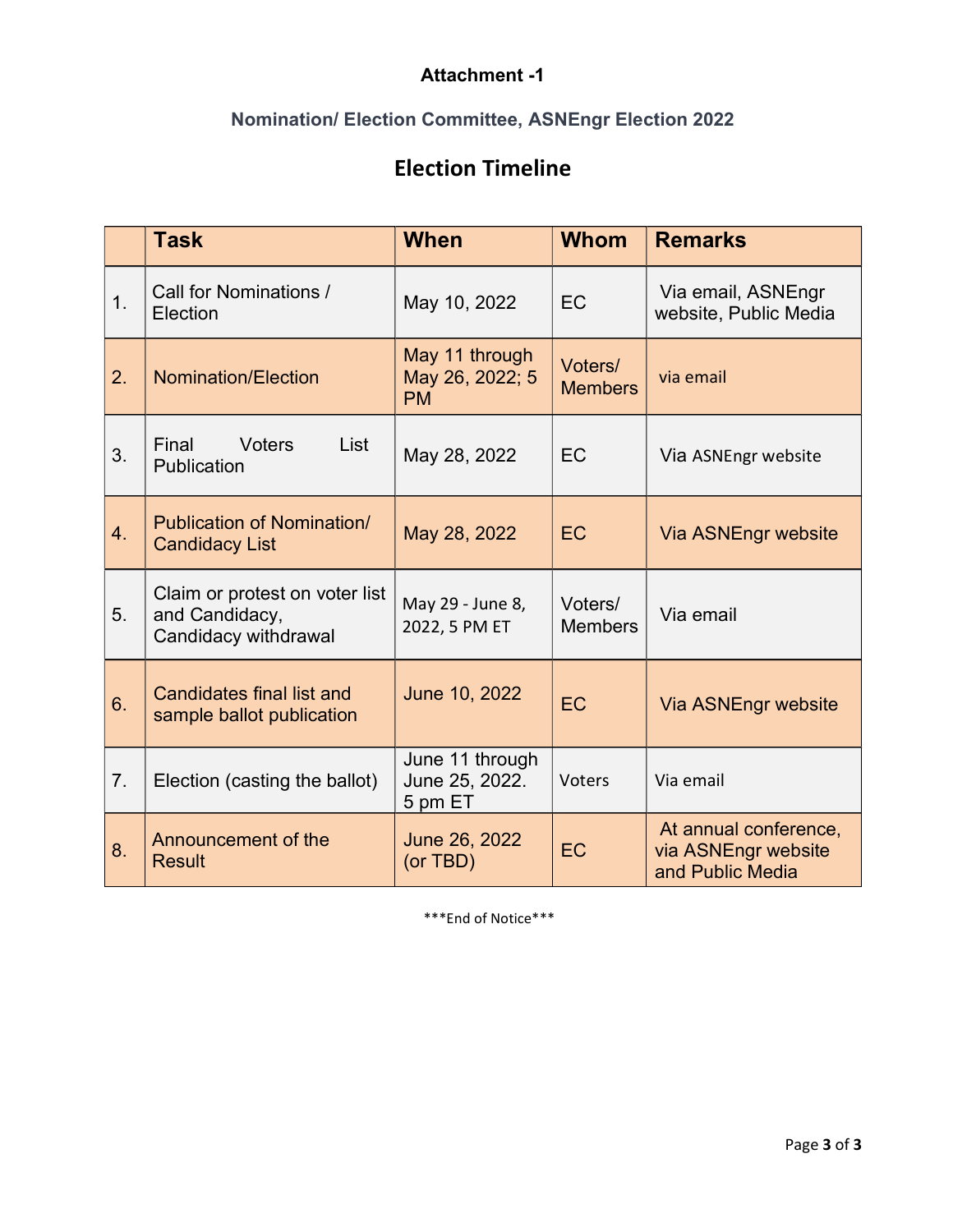**Attachment -1**

**Nomination/ Election Committee, ASNEngr Election 2022**

# Election Timeline

| | Task | When | Whom | Remarks |
|---|---|---|---|---|
| 1. | Call for Nominations / Election | May 10, 2022 | EC | Via email, ASNEngr website, Public Media |
| 2. | Nomination/Election | May 11 through May 26, 2022; 5 PM | Voters/ Members | via email |
| 3. | Final Voters List Publication | May 28, 2022 | EC | Via ASNEngr website |
| 4. | Publication of Nomination/ Candidacy List | May 28, 2022 | EC | Via ASNEngr website |
| 5. | Claim or protest on voter list and Candidacy, Candidacy withdrawal | May 29 - June 8, 2022, 5 PM ET | Voters/ Members | Via email |
| 6. | Candidates final list and sample ballot publication | June 10, 2022 | EC | Via ASNEngr website |
| 7. | Election (casting the ballot) | June 11 through June 25, 2022. 5 pm ET | Voters | Via email |
| 8. | Announcement of the Result | June 26, 2022 (or TBD) | EC | At annual conference, via ASNEngr website and Public Media |

***End of Notice***